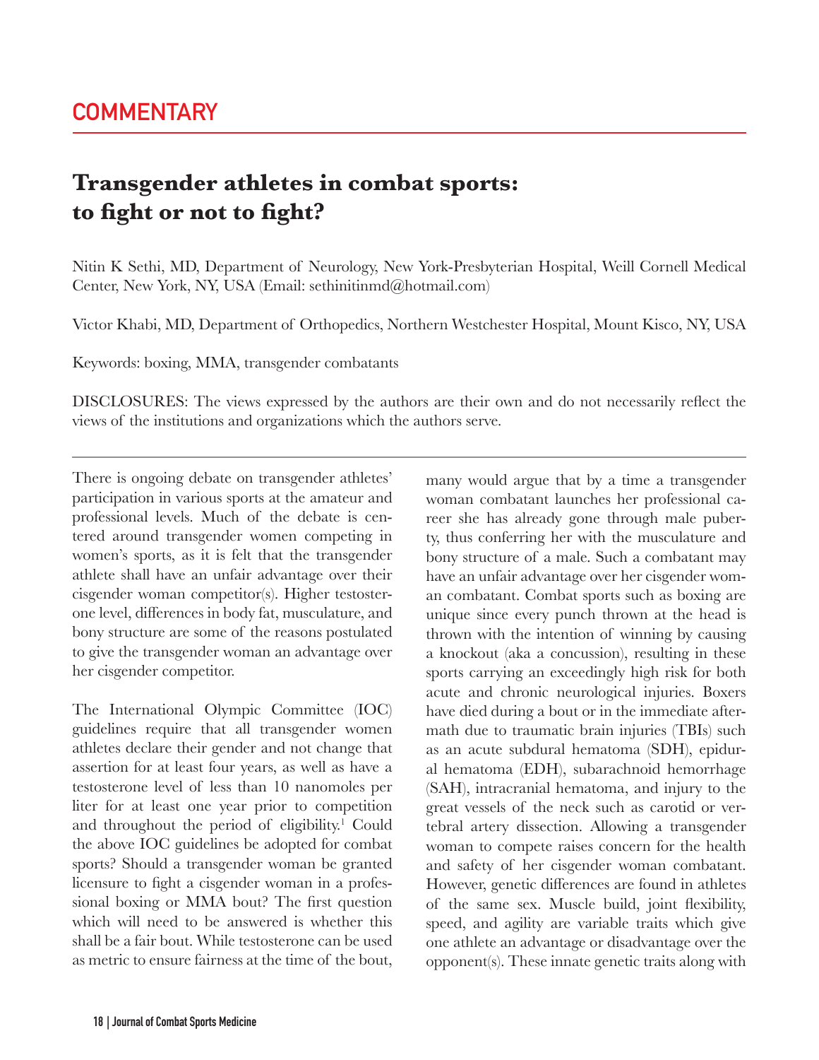## COMMENTARY

# Transgender athletes in combat sports: to fight or not to fight?

Nitin K Sethi, MD, Department of Neurology, New York-Presbyterian Hospital, Weill Cornell Medical Center, New York, NY, USA (Email: sethinitinmd@hotmail.com)

Victor Khabi, MD, Department of Orthopedics, Northern Westchester Hospital, Mount Kisco, NY, USA

Keywords: boxing, MMA, transgender combatants

DISCLOSURES: The views expressed by the authors are their own and do not necessarily reflect the views of the institutions and organizations which the authors serve.

---

There is ongoing debate on transgender athletes' participation in various sports at the amateur and professional levels. Much of the debate is centered around transgender women competing in women's sports, as it is felt that the transgender athlete shall have an unfair advantage over their cisgender woman competitor(s). Higher testosterone level, differences in body fat, musculature, and bony structure are some of the reasons postulated to give the transgender woman an advantage over her cisgender competitor.

The International Olympic Committee (IOC) guidelines require that all transgender women athletes declare their gender and not change that assertion for at least four years, as well as have a testosterone level of less than 10 nanomoles per liter for at least one year prior to competition and throughout the period of eligibility.[1] Could the above IOC guidelines be adopted for combat sports? Should a transgender woman be granted licensure to fight a cisgender woman in a professional boxing or MMA bout? The first question which will need to be answered is whether this shall be a fair bout. While testosterone can be used as metric to ensure fairness at the time of the bout, many would argue that by a time a transgender woman combatant launches her professional career she has already gone through male puberty, thus conferring her with the musculature and bony structure of a male. Such a combatant may have an unfair advantage over her cisgender woman combatant. Combat sports such as boxing are unique since every punch thrown at the head is thrown with the intention of winning by causing a knockout (aka a concussion), resulting in these sports carrying an exceedingly high risk for both acute and chronic neurological injuries. Boxers have died during a bout or in the immediate aftermath due to traumatic brain injuries (TBIs) such as an acute subdural hematoma (SDH), epidural hematoma (EDH), subarachnoid hemorrhage (SAH), intracranial hematoma, and injury to the great vessels of the neck such as carotid or vertebral artery dissection. Allowing a transgender woman to compete raises concern for the health and safety of her cisgender woman combatant. However, genetic differences are found in athletes of the same sex. Muscle build, joint flexibility, speed, and agility are variable traits which give one athlete an advantage or disadvantage over the opponent(s). These innate genetic traits along with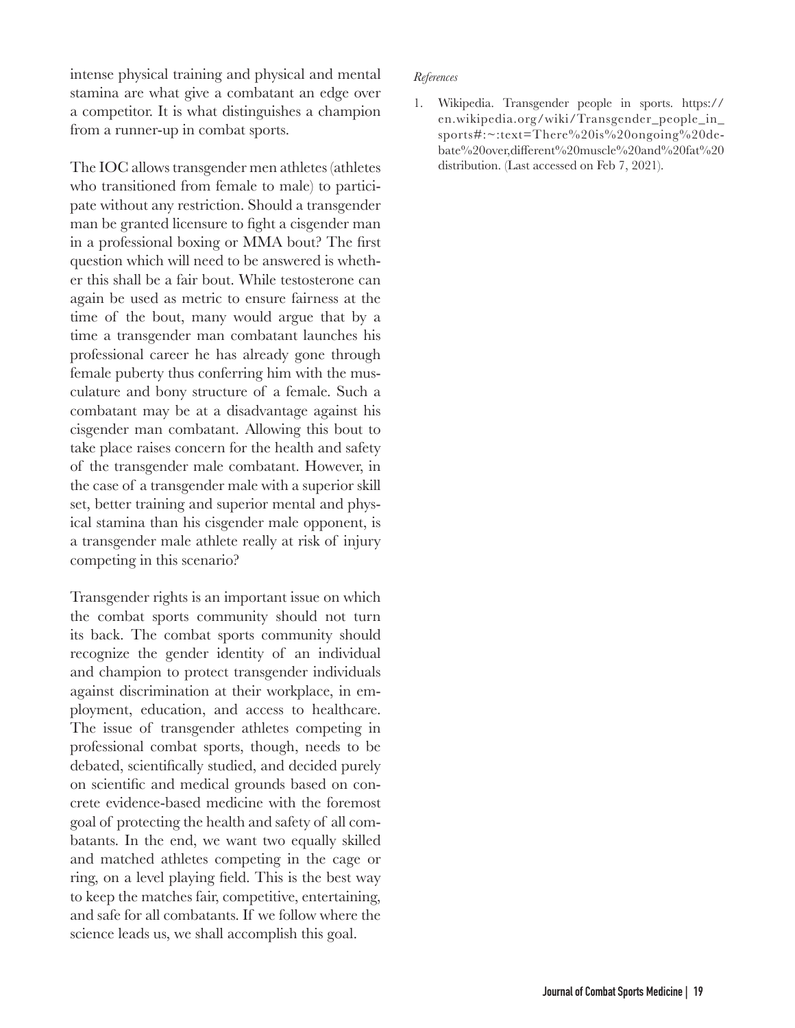intense physical training and physical and mental stamina are what give a combatant an edge over a competitor. It is what distinguishes a champion from a runner-up in combat sports.

The IOC allows transgender men athletes (athletes who transitioned from female to male) to participate without any restriction. Should a transgender man be granted licensure to fight a cisgender man in a professional boxing or MMA bout? The first question which will need to be answered is whether this shall be a fair bout. While testosterone can again be used as metric to ensure fairness at the time of the bout, many would argue that by a time a transgender man combatant launches his professional career he has already gone through female puberty thus conferring him with the musculature and bony structure of a female. Such a combatant may be at a disadvantage against his cisgender man combatant. Allowing this bout to take place raises concern for the health and safety of the transgender male combatant. However, in the case of a transgender male with a superior skill set, better training and superior mental and physical stamina than his cisgender male opponent, is a transgender male athlete really at risk of injury competing in this scenario?

Transgender rights is an important issue on which the combat sports community should not turn its back. The combat sports community should recognize the gender identity of an individual and champion to protect transgender individuals against discrimination at their workplace, in employment, education, and access to healthcare. The issue of transgender athletes competing in professional combat sports, though, needs to be debated, scientifically studied, and decided purely on scientific and medical grounds based on concrete evidence-based medicine with the foremost goal of protecting the health and safety of all combatants. In the end, we want two equally skilled and matched athletes competing in the cage or ring, on a level playing field. This is the best way to keep the matches fair, competitive, entertaining, and safe for all combatants. If we follow where the science leads us, we shall accomplish this goal.

*References*

1. Wikipedia. Transgender people in sports. https://en.wikipedia.org/wiki/Transgender_people_in_sports#:~:text=There%20is%20ongoing%20debate%20over,different%20muscle%20and%20fat%20distribution. (Last accessed on Feb 7, 2021).